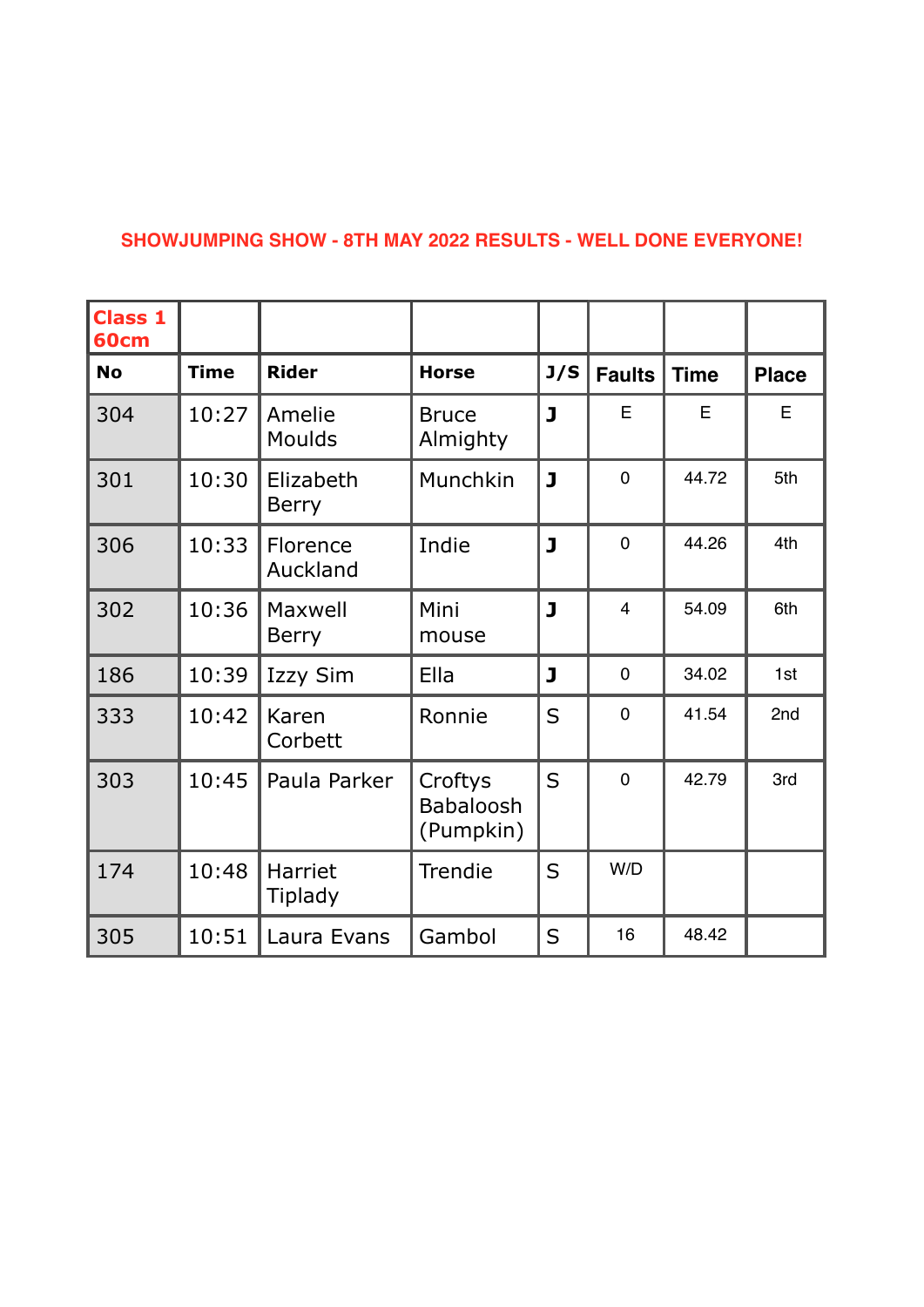**SHOWJUMPING SHOW - 8TH MAY 2022 RESULTS - WELL DONE EVERYONE!**

| **Class 1 60cm** | | | | | | | |
|---|---|---|---|---|---|---|---|
| **No** | **Time** | **Rider** | **Horse** | **J/S** | **Faults** | **Time** | **Place** |
| 304 | 10:27 | Amelie Moulds | Bruce Almighty | J | E | E | E |
| 301 | 10:30 | Elizabeth Berry | Munchkin | J | 0 | 44.72 | 5th |
| 306 | 10:33 | Florence Auckland | Indie | J | 0 | 44.26 | 4th |
| 302 | 10:36 | Maxwell Berry | Mini mouse | J | 4 | 54.09 | 6th |
| 186 | 10:39 | Izzy Sim | Ella | J | 0 | 34.02 | 1st |
| 333 | 10:42 | Karen Corbett | Ronnie | S | 0 | 41.54 | 2nd |
| 303 | 10:45 | Paula Parker | Croftys Babaloosh (Pumpkin) | S | 0 | 42.79 | 3rd |
| 174 | 10:48 | Harriet Tiplady | Trendie | S | W/D | | |
| 305 | 10:51 | Laura Evans | Gambol | S | 16 | 48.42 | |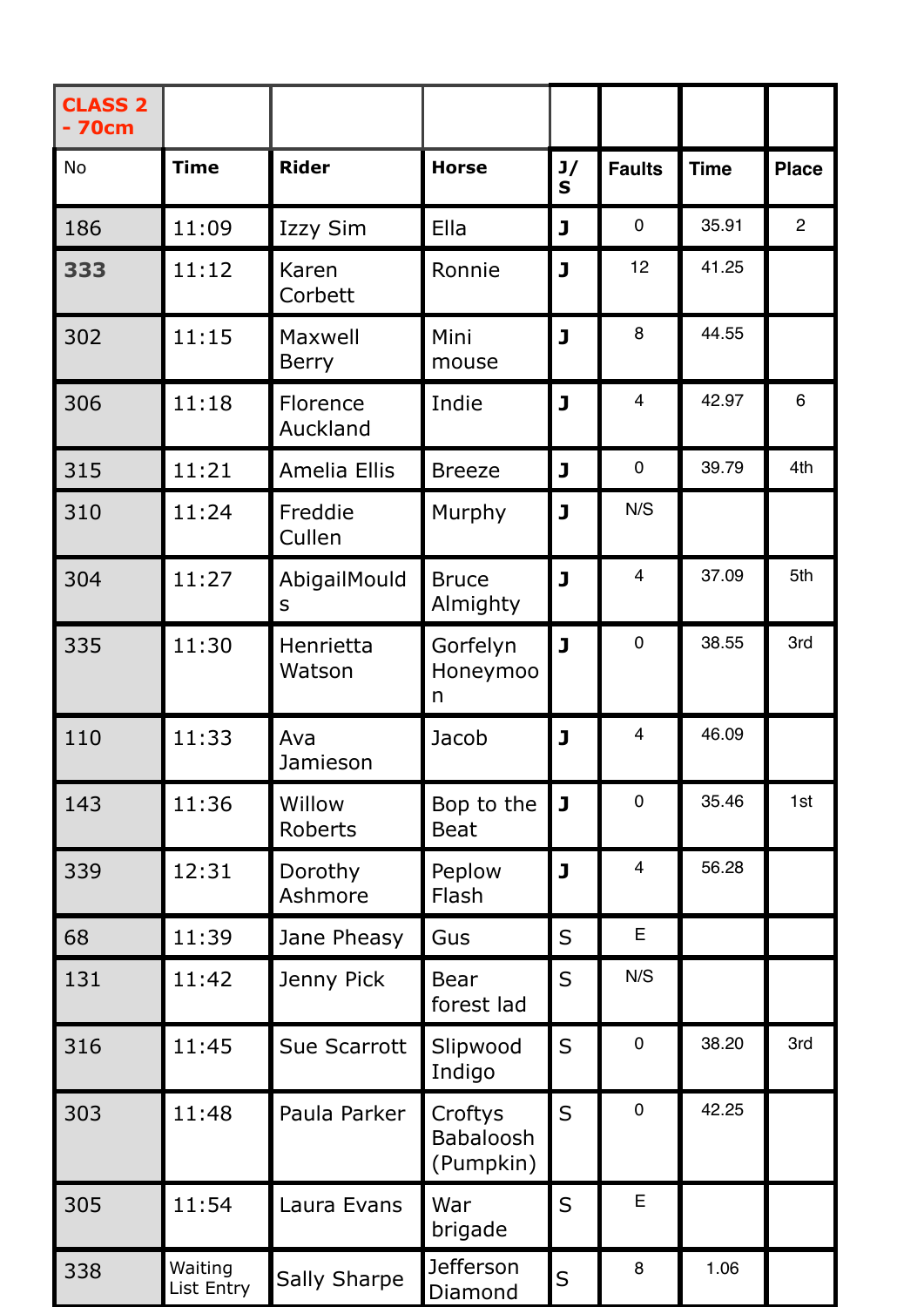| CLASS 2 - 70cm | | | | | | | |
|---|---|---|---|---|---|---|---|
| No | Time | Rider | Horse | J/S | Faults | Time | Place |
| 186 | 11:09 | Izzy Sim | Ella | J | 0 | 35.91 | 2 |
| 333 | 11:12 | Karen Corbett | Ronnie | J | 12 | 41.25 | |
| 302 | 11:15 | Maxwell Berry | Mini mouse | J | 8 | 44.55 | |
| 306 | 11:18 | Florence Auckland | Indie | J | 4 | 42.97 | 6 |
| 315 | 11:21 | Amelia Ellis | Breeze | J | 0 | 39.79 | 4th |
| 310 | 11:24 | Freddie Cullen | Murphy | J | N/S | | |
| 304 | 11:27 | AbigailMoulds | Bruce Almighty | J | 4 | 37.09 | 5th |
| 335 | 11:30 | Henrietta Watson | Gorfelyn Honeymoon | J | 0 | 38.55 | 3rd |
| 110 | 11:33 | Ava Jamieson | Jacob | J | 4 | 46.09 | |
| 143 | 11:36 | Willow Roberts | Bop to the Beat | J | 0 | 35.46 | 1st |
| 339 | 12:31 | Dorothy Ashmore | Peplow Flash | J | 4 | 56.28 | |
| 68 | 11:39 | Jane Pheasy | Gus | S | E | | |
| 131 | 11:42 | Jenny Pick | Bear forest lad | S | N/S | | |
| 316 | 11:45 | Sue Scarrott | Slipwood Indigo | S | 0 | 38.20 | 3rd |
| 303 | 11:48 | Paula Parker | Croftys Babaloosh (Pumpkin) | S | 0 | 42.25 | |
| 305 | 11:54 | Laura Evans | War brigade | S | E | | |
| 338 | Waiting List Entry | Sally Sharpe | Jefferson Diamond | S | 8 | 1.06 | |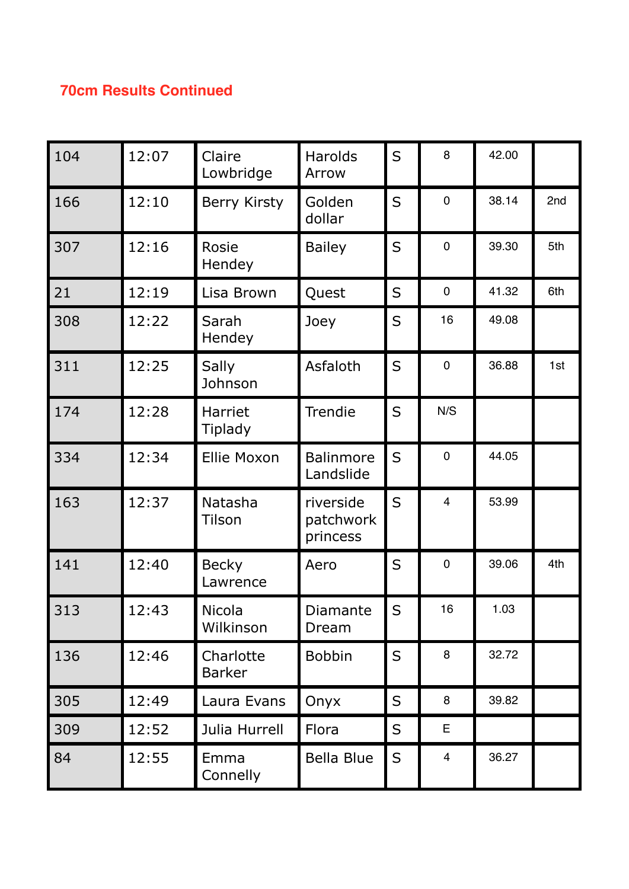## 70cm Results Continued

| | | | | | | | |
|---|---|---|---|---|---|---|---|
| 104 | 12:07 | Claire Lowbridge | Harolds Arrow | S | 8 | 42.00 | |
| 166 | 12:10 | Berry Kirsty | Golden dollar | S | 0 | 38.14 | 2nd |
| 307 | 12:16 | Rosie Hendey | Bailey | S | 0 | 39.30 | 5th |
| 21 | 12:19 | Lisa Brown | Quest | S | 0 | 41.32 | 6th |
| 308 | 12:22 | Sarah Hendey | Joey | S | 16 | 49.08 | |
| 311 | 12:25 | Sally Johnson | Asfaloth | S | 0 | 36.88 | 1st |
| 174 | 12:28 | Harriet Tiplady | Trendie | S | N/S | | |
| 334 | 12:34 | Ellie Moxon | Balinmore Landslide | S | 0 | 44.05 | |
| 163 | 12:37 | Natasha Tilson | riverside patchwork princess | S | 4 | 53.99 | |
| 141 | 12:40 | Becky Lawrence | Aero | S | 0 | 39.06 | 4th |
| 313 | 12:43 | Nicola Wilkinson | Diamante Dream | S | 16 | 1.03 | |
| 136 | 12:46 | Charlotte Barker | Bobbin | S | 8 | 32.72 | |
| 305 | 12:49 | Laura Evans | Onyx | S | 8 | 39.82 | |
| 309 | 12:52 | Julia Hurrell | Flora | S | E | | |
| 84 | 12:55 | Emma Connelly | Bella Blue | S | 4 | 36.27 | |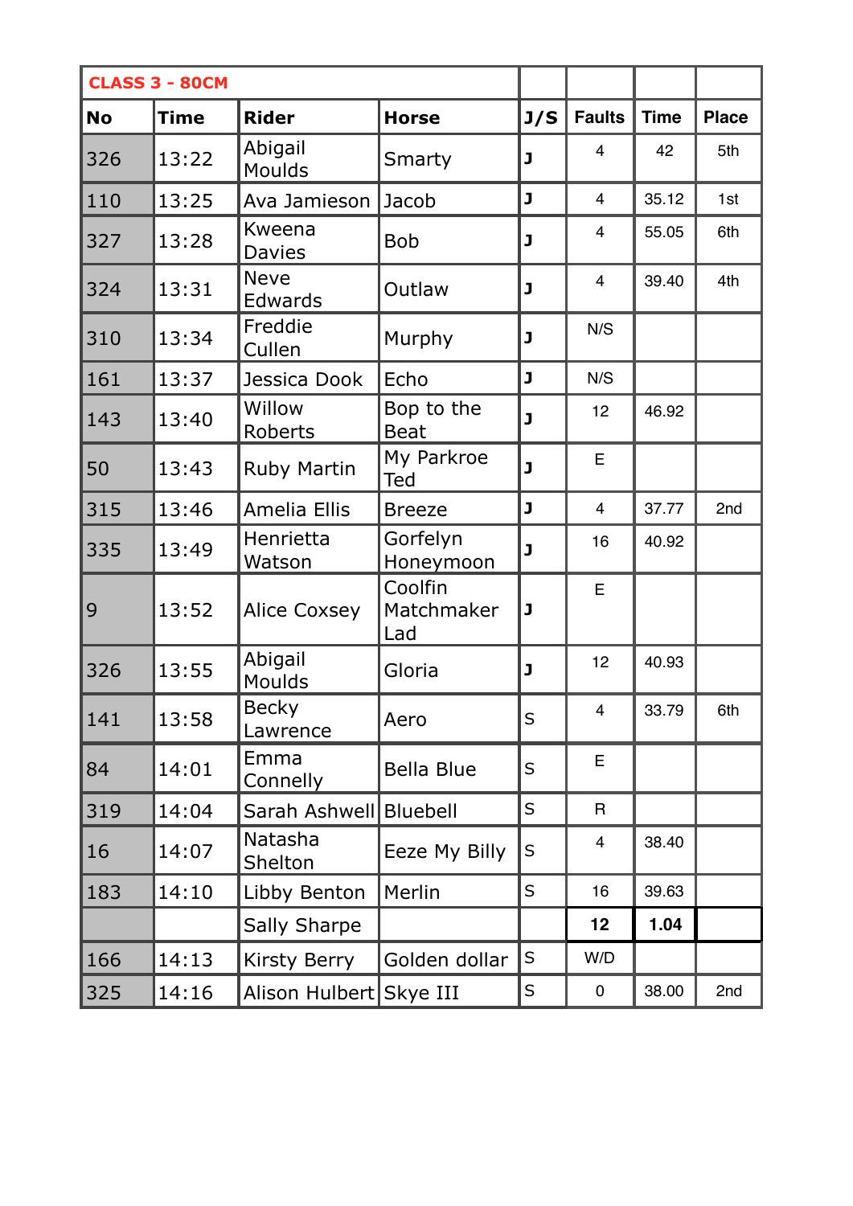| CLASS 3 - 80CM | | | | | | | |
|---|---|---|---|---|---|---|---|
| **No** | **Time** | **Rider** | **Horse** | **J/S** | **Faults** | **Time** | **Place** |
| 326 | 13:22 | Abigail Moulds | Smarty | J | 4 | 42 | 5th |
| 110 | 13:25 | Ava Jamieson | Jacob | J | 4 | 35.12 | 1st |
| 327 | 13:28 | Kweena Davies | Bob | J | 4 | 55.05 | 6th |
| 324 | 13:31 | Neve Edwards | Outlaw | J | 4 | 39.40 | 4th |
| 310 | 13:34 | Freddie Cullen | Murphy | J | N/S | | |
| 161 | 13:37 | Jessica Dook | Echo | J | N/S | | |
| 143 | 13:40 | Willow Roberts | Bop to the Beat | J | 12 | 46.92 | |
| 50 | 13:43 | Ruby Martin | My Parkroe Ted | J | E | | |
| 315 | 13:46 | Amelia Ellis | Breeze | J | 4 | 37.77 | 2nd |
| 335 | 13:49 | Henrietta Watson | Gorfelyn Honeymoon | J | 16 | 40.92 | |
| 9 | 13:52 | Alice Coxsey | Coolfin Matchmaker Lad | J | E | | |
| 326 | 13:55 | Abigail Moulds | Gloria | J | 12 | 40.93 | |
| 141 | 13:58 | Becky Lawrence | Aero | S | 4 | 33.79 | 6th |
| 84 | 14:01 | Emma Connelly | Bella Blue | S | E | | |
| 319 | 14:04 | Sarah Ashwell | Bluebell | S | R | | |
| 16 | 14:07 | Natasha Shelton | Eeze My Billy | S | 4 | 38.40 | |
| 183 | 14:10 | Libby Benton | Merlin | S | 16 | 39.63 | |
| | | Sally Sharpe | | | **12** | **1.04** | |
| 166 | 14:13 | Kirsty Berry | Golden dollar | S | W/D | | |
| 325 | 14:16 | Alison Hulbert | Skye III | S | 0 | 38.00 | 2nd |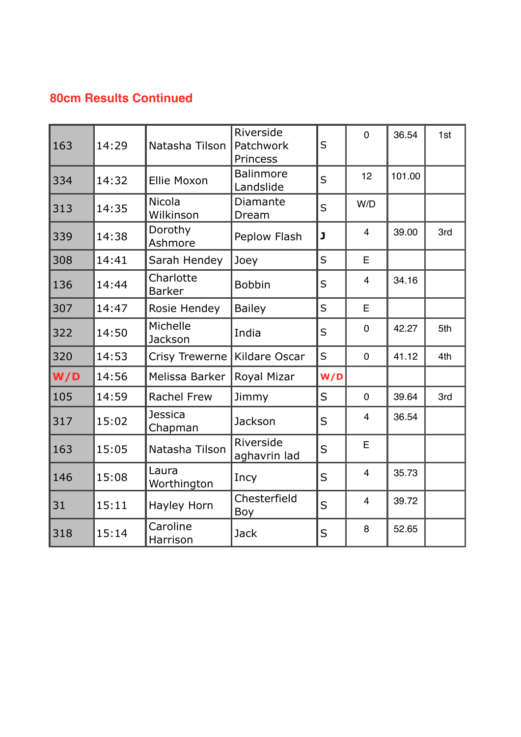## 80cm Results Continued

| | | | | | | | |
|---|---|---|---|---|---|---|---|
| 163 | 14:29 | Natasha Tilson | Riverside Patchwork Princess | S | 0 | 36.54 | 1st |
| 334 | 14:32 | Ellie Moxon | Balinmore Landslide | S | 12 | 101.00 | |
| 313 | 14:35 | Nicola Wilkinson | Diamante Dream | S | W/D | | |
| 339 | 14:38 | Dorothy Ashmore | Peplow Flash | **J** | 4 | 39.00 | 3rd |
| 308 | 14:41 | Sarah Hendey | Joey | S | E | | |
| 136 | 14:44 | Charlotte Barker | Bobbin | S | 4 | 34.16 | |
| 307 | 14:47 | Rosie Hendey | Bailey | S | E | | |
| 322 | 14:50 | Michelle Jackson | India | S | 0 | 42.27 | 5th |
| 320 | 14:53 | Crisy Trewerne | Kildare Oscar | S | 0 | 41.12 | 4th |
| **W/D** | 14:56 | Melissa Barker | Royal Mizar | **W/D** | | | |
| 105 | 14:59 | Rachel Frew | Jimmy | S | 0 | 39.64 | 3rd |
| 317 | 15:02 | Jessica Chapman | Jackson | S | 4 | 36.54 | |
| 163 | 15:05 | Natasha Tilson | Riverside aghavrin lad | S | E | | |
| 146 | 15:08 | Laura Worthington | Incy | S | 4 | 35.73 | |
| 31 | 15:11 | Hayley Horn | Chesterfield Boy | S | 4 | 39.72 | |
| 318 | 15:14 | Caroline Harrison | Jack | S | 8 | 52.65 | |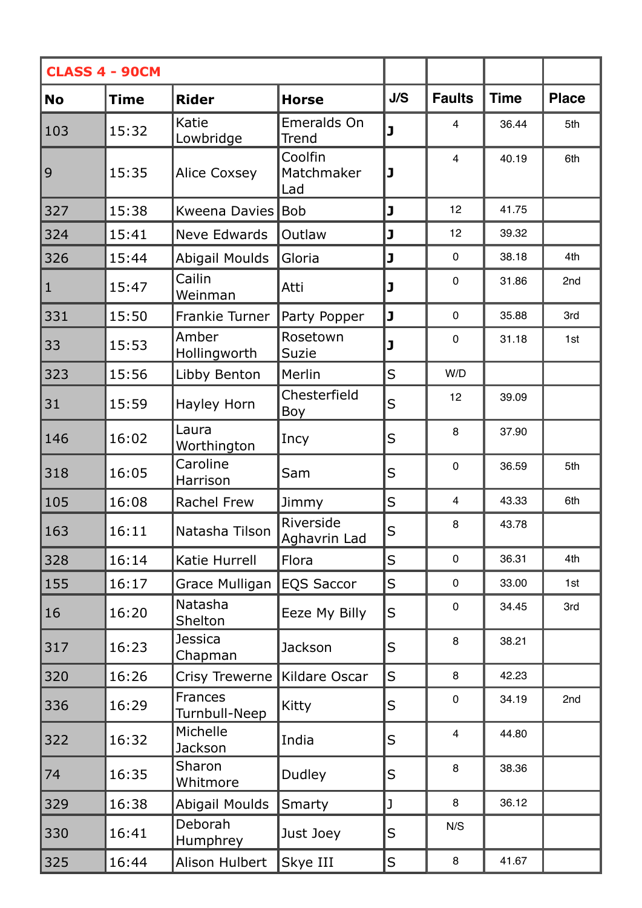| CLASS 4 - 90CM | | | | | | | |
|---|---|---|---|---|---|---|---|
| **No** | **Time** | **Rider** | **Horse** | **J/S** | **Faults** | **Time** | **Place** |
| 103 | 15:32 | Katie Lowbridge | Emeralds On Trend | J | 4 | 36.44 | 5th |
| 9 | 15:35 | Alice Coxsey | Coolfin Matchmaker Lad | J | 4 | 40.19 | 6th |
| 327 | 15:38 | Kweena Davies | Bob | J | 12 | 41.75 | |
| 324 | 15:41 | Neve Edwards | Outlaw | J | 12 | 39.32 | |
| 326 | 15:44 | Abigail Moulds | Gloria | J | 0 | 38.18 | 4th |
| 1 | 15:47 | Cailin Weinman | Atti | J | 0 | 31.86 | 2nd |
| 331 | 15:50 | Frankie Turner | Party Popper | J | 0 | 35.88 | 3rd |
| 33 | 15:53 | Amber Hollingworth | Rosetown Suzie | J | 0 | 31.18 | 1st |
| 323 | 15:56 | Libby Benton | Merlin | S | W/D | | |
| 31 | 15:59 | Hayley Horn | Chesterfield Boy | S | 12 | 39.09 | |
| 146 | 16:02 | Laura Worthington | Incy | S | 8 | 37.90 | |
| 318 | 16:05 | Caroline Harrison | Sam | S | 0 | 36.59 | 5th |
| 105 | 16:08 | Rachel Frew | Jimmy | S | 4 | 43.33 | 6th |
| 163 | 16:11 | Natasha Tilson | Riverside Aghavrin Lad | S | 8 | 43.78 | |
| 328 | 16:14 | Katie Hurrell | Flora | S | 0 | 36.31 | 4th |
| 155 | 16:17 | Grace Mulligan | EQS Saccor | S | 0 | 33.00 | 1st |
| 16 | 16:20 | Natasha Shelton | Eeze My Billy | S | 0 | 34.45 | 3rd |
| 317 | 16:23 | Jessica Chapman | Jackson | S | 8 | 38.21 | |
| 320 | 16:26 | Crisy Trewerne | Kildare Oscar | S | 8 | 42.23 | |
| 336 | 16:29 | Frances Turnbull-Neep | Kitty | S | 0 | 34.19 | 2nd |
| 322 | 16:32 | Michelle Jackson | India | S | 4 | 44.80 | |
| 74 | 16:35 | Sharon Whitmore | Dudley | S | 8 | 38.36 | |
| 329 | 16:38 | Abigail Moulds | Smarty | J | 8 | 36.12 | |
| 330 | 16:41 | Deborah Humphrey | Just Joey | S | N/S | | |
| 325 | 16:44 | Alison Hulbert | Skye III | S | 8 | 41.67 | |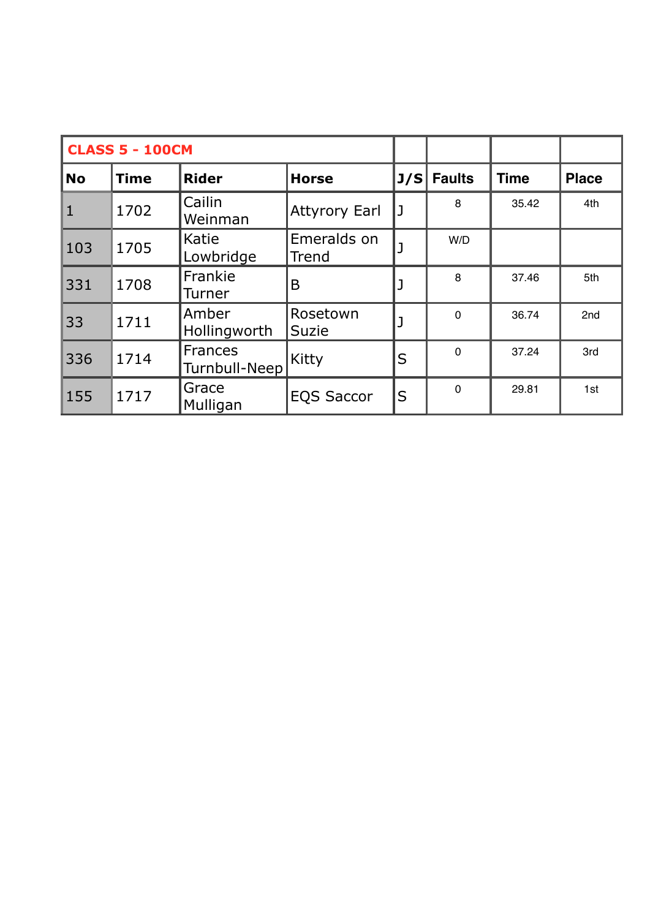| CLASS 5 - 100CM | | | | | | | |
|---|---|---|---|---|---|---|---|
| **No** | **Time** | **Rider** | **Horse** | **J/S** | **Faults** | **Time** | **Place** |
| 1 | 1702 | Cailin Weinman | Attyrory Earl | J | 8 | 35.42 | 4th |
| 103 | 1705 | Katie Lowbridge | Emeralds on Trend | J | W/D | | |
| 331 | 1708 | Frankie Turner | B | J | 8 | 37.46 | 5th |
| 33 | 1711 | Amber Hollingworth | Rosetown Suzie | J | 0 | 36.74 | 2nd |
| 336 | 1714 | Frances Turnbull-Neep | Kitty | S | 0 | 37.24 | 3rd |
| 155 | 1717 | Grace Mulligan | EQS Saccor | S | 0 | 29.81 | 1st |